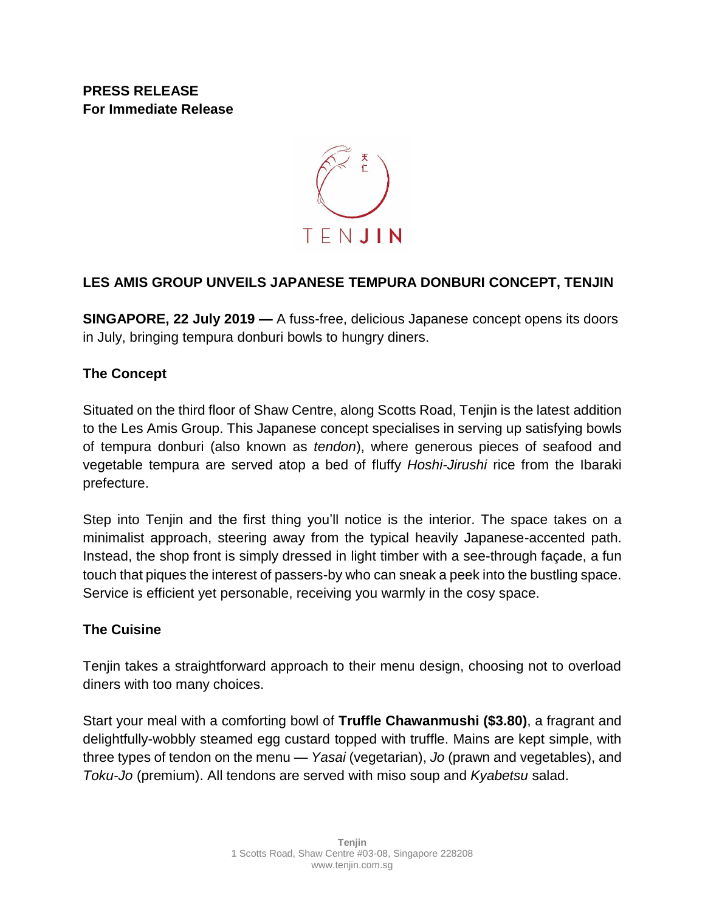**PRESS RELEASE**
**For Immediate Release**

TENJIN

## LES AMIS GROUP UNVEILS JAPANESE TEMPURA DONBURI CONCEPT, TENJIN

**SINGAPORE, 22 July 2019 —** A fuss-free, delicious Japanese concept opens its doors in July, bringing tempura donburi bowls to hungry diners.

### The Concept

Situated on the third floor of Shaw Centre, along Scotts Road, Tenjin is the latest addition to the Les Amis Group. This Japanese concept specialises in serving up satisfying bowls of tempura donburi (also known as *tendon*), where generous pieces of seafood and vegetable tempura are served atop a bed of fluffy *Hoshi-Jirushi* rice from the Ibaraki prefecture.

Step into Tenjin and the first thing you'll notice is the interior. The space takes on a minimalist approach, steering away from the typical heavily Japanese-accented path. Instead, the shop front is simply dressed in light timber with a see-through façade, a fun touch that piques the interest of passers-by who can sneak a peek into the bustling space. Service is efficient yet personable, receiving you warmly in the cosy space.

### The Cuisine

Tenjin takes a straightforward approach to their menu design, choosing not to overload diners with too many choices.

Start your meal with a comforting bowl of **Truffle Chawanmushi ($3.80)**, a fragrant and delightfully-wobbly steamed egg custard topped with truffle. Mains are kept simple, with three types of tendon on the menu — *Yasai* (vegetarian), *Jo* (prawn and vegetables), and *Toku-Jo* (premium). All tendons are served with miso soup and *Kyabetsu* salad.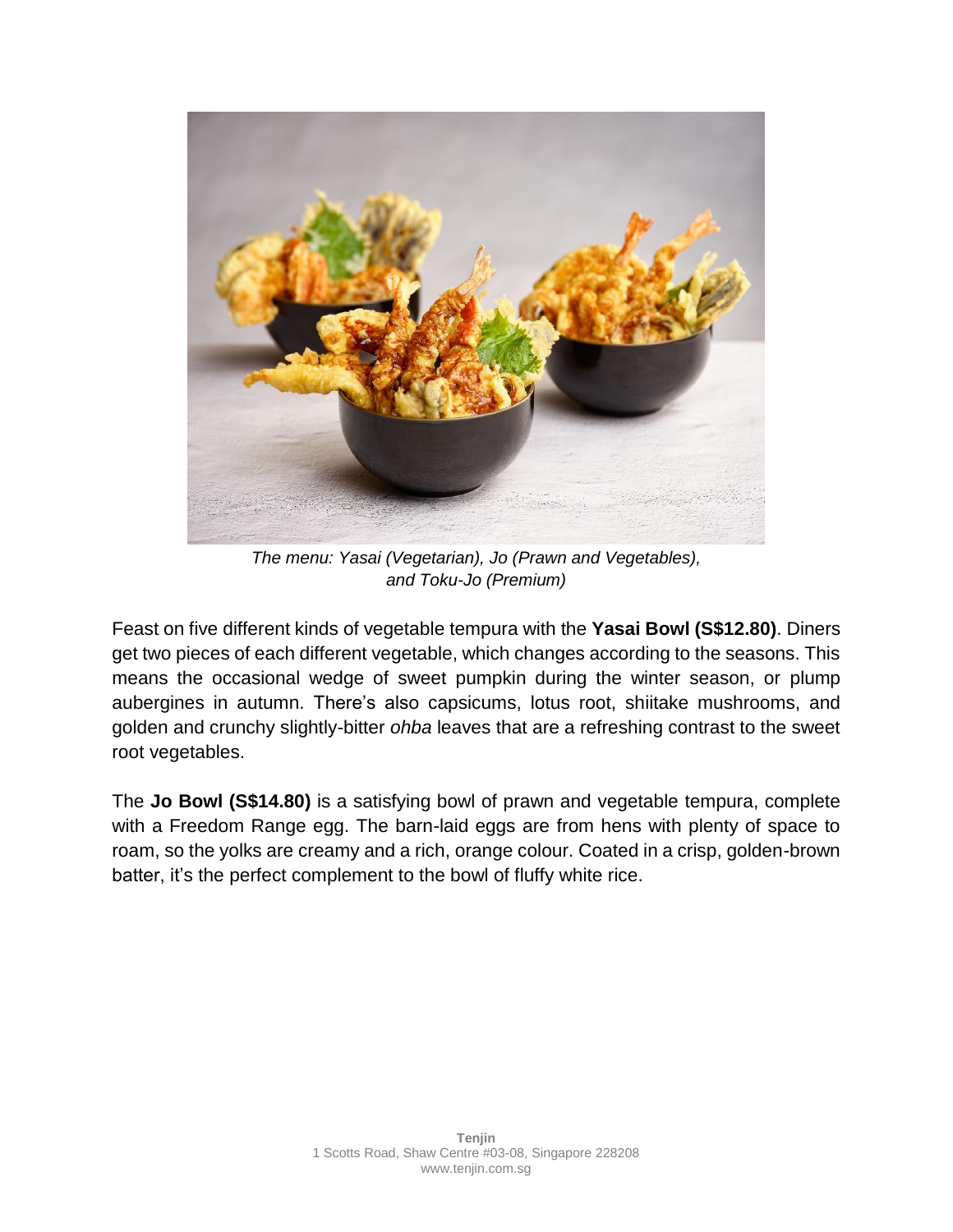*The menu: Yasai (Vegetarian), Jo (Prawn and Vegetables), and Toku-Jo (Premium)*

Feast on five different kinds of vegetable tempura with the **Yasai Bowl (S$12.80)**. Diners get two pieces of each different vegetable, which changes according to the seasons. This means the occasional wedge of sweet pumpkin during the winter season, or plump aubergines in autumn. There's also capsicums, lotus root, shiitake mushrooms, and golden and crunchy slightly-bitter *ohba* leaves that are a refreshing contrast to the sweet root vegetables.

The **Jo Bowl (S$14.80)** is a satisfying bowl of prawn and vegetable tempura, complete with a Freedom Range egg. The barn-laid eggs are from hens with plenty of space to roam, so the yolks are creamy and a rich, orange colour. Coated in a crisp, golden-brown batter, it's the perfect complement to the bowl of fluffy white rice.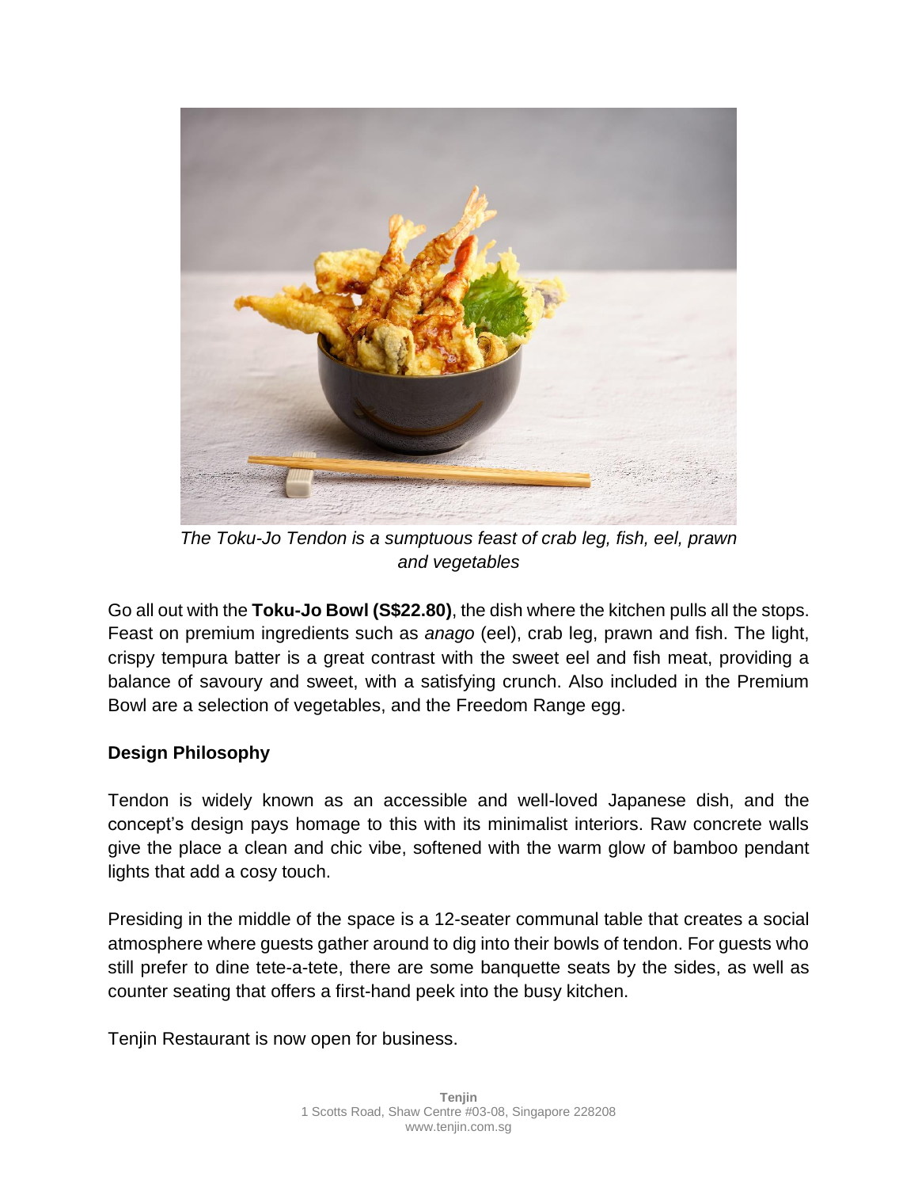*The Toku-Jo Tendon is a sumptuous feast of crab leg, fish, eel, prawn and vegetables*

Go all out with the **Toku-Jo Bowl (S$22.80)**, the dish where the kitchen pulls all the stops. Feast on premium ingredients such as *anago* (eel), crab leg, prawn and fish. The light, crispy tempura batter is a great contrast with the sweet eel and fish meat, providing a balance of savoury and sweet, with a satisfying crunch. Also included in the Premium Bowl are a selection of vegetables, and the Freedom Range egg.

**Design Philosophy**

Tendon is widely known as an accessible and well-loved Japanese dish, and the concept's design pays homage to this with its minimalist interiors. Raw concrete walls give the place a clean and chic vibe, softened with the warm glow of bamboo pendant lights that add a cosy touch.

Presiding in the middle of the space is a 12-seater communal table that creates a social atmosphere where guests gather around to dig into their bowls of tendon. For guests who still prefer to dine tete-a-tete, there are some banquette seats by the sides, as well as counter seating that offers a first-hand peek into the busy kitchen.

Tenjin Restaurant is now open for business.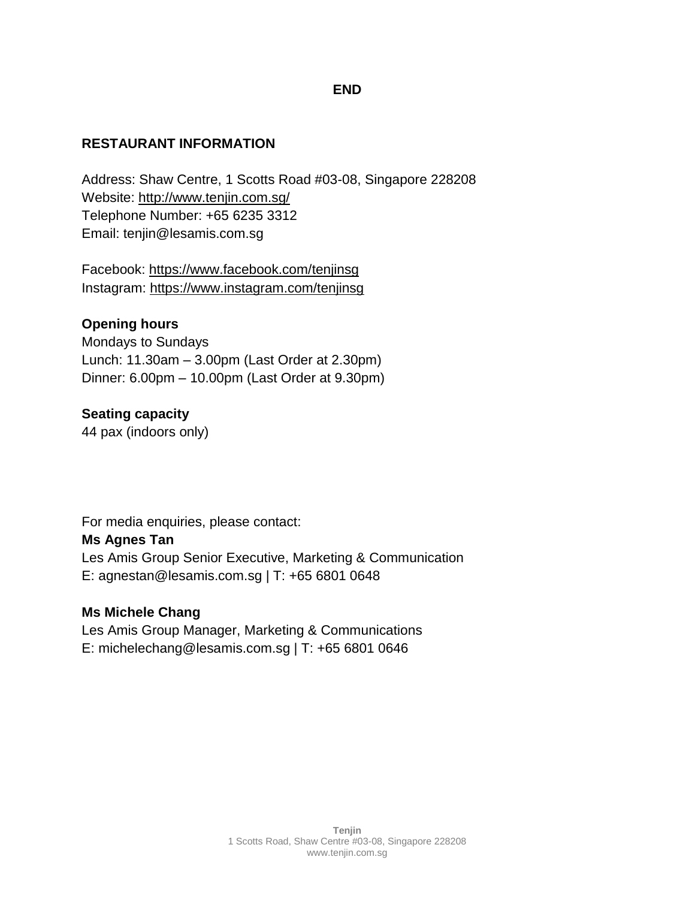**END**

## RESTAURANT INFORMATION

Address: Shaw Centre, 1 Scotts Road #03-08, Singapore 228208
Website: http://www.tenjin.com.sg/
Telephone Number: +65 6235 3312
Email: tenjin@lesamis.com.sg

Facebook: https://www.facebook.com/tenjinsg
Instagram: https://www.instagram.com/tenjinsg

**Opening hours**
Mondays to Sundays
Lunch: 11.30am – 3.00pm (Last Order at 2.30pm)
Dinner: 6.00pm – 10.00pm (Last Order at 9.30pm)

**Seating capacity**
44 pax (indoors only)

For media enquiries, please contact:
**Ms Agnes Tan**
Les Amis Group Senior Executive, Marketing & Communication
E: agnestan@lesamis.com.sg | T: +65 6801 0648

**Ms Michele Chang**
Les Amis Group Manager, Marketing & Communications
E: michelechang@lesamis.com.sg | T: +65 6801 0646